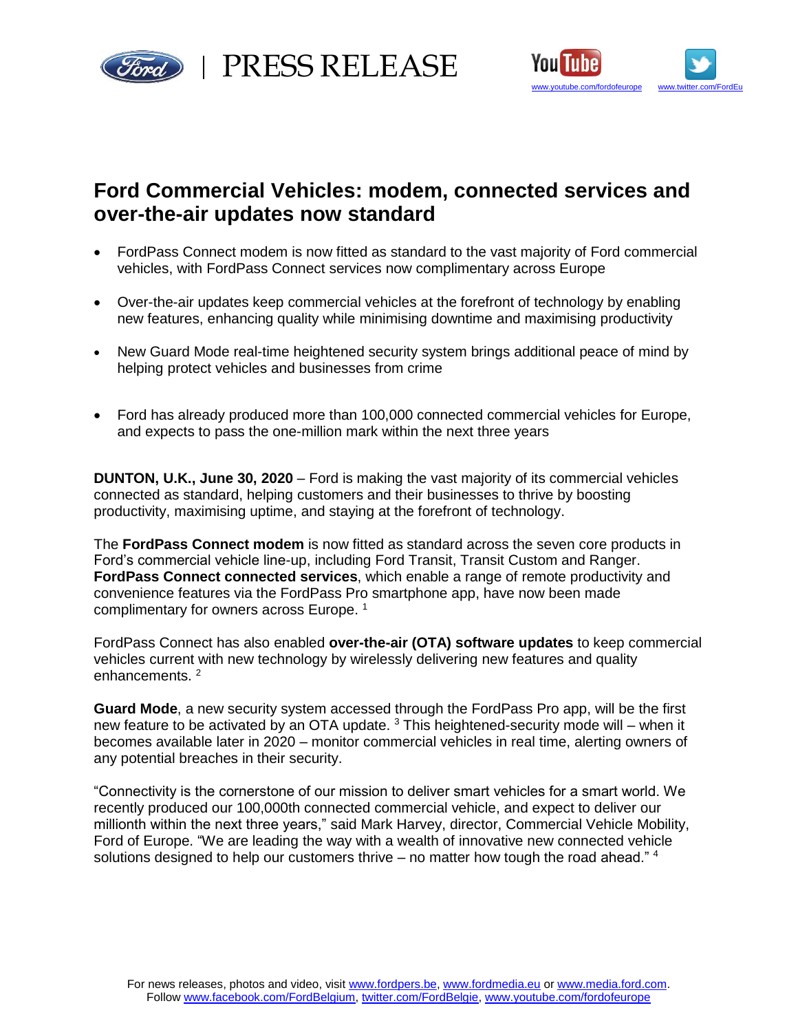PRESS RELEASE

# Ford Commercial Vehicles: modem, connected services and over-the-air updates now standard

- FordPass Connect modem is now fitted as standard to the vast majority of Ford commercial vehicles, with FordPass Connect services now complimentary across Europe
- Over-the-air updates keep commercial vehicles at the forefront of technology by enabling new features, enhancing quality while minimising downtime and maximising productivity
- New Guard Mode real-time heightened security system brings additional peace of mind by helping protect vehicles and businesses from crime
- Ford has already produced more than 100,000 connected commercial vehicles for Europe, and expects to pass the one-million mark within the next three years

**DUNTON, U.K., June 30, 2020** – Ford is making the vast majority of its commercial vehicles connected as standard, helping customers and their businesses to thrive by boosting productivity, maximising uptime, and staying at the forefront of technology.

The **FordPass Connect modem** is now fitted as standard across the seven core products in Ford's commercial vehicle line-up, including Ford Transit, Transit Custom and Ranger. **FordPass Connect connected services**, which enable a range of remote productivity and convenience features via the FordPass Pro smartphone app, have now been made complimentary for owners across Europe. [1]

FordPass Connect has also enabled **over-the-air (OTA) software updates** to keep commercial vehicles current with new technology by wirelessly delivering new features and quality enhancements. [2]

**Guard Mode**, a new security system accessed through the FordPass Pro app, will be the first new feature to be activated by an OTA update. [3] This heightened-security mode will – when it becomes available later in 2020 – monitor commercial vehicles in real time, alerting owners of any potential breaches in their security.

"Connectivity is the cornerstone of our mission to deliver smart vehicles for a smart world. We recently produced our 100,000th connected commercial vehicle, and expect to deliver our millionth within the next three years," said Mark Harvey, director, Commercial Vehicle Mobility, Ford of Europe. "We are leading the way with a wealth of innovative new connected vehicle solutions designed to help our customers thrive – no matter how tough the road ahead." [4]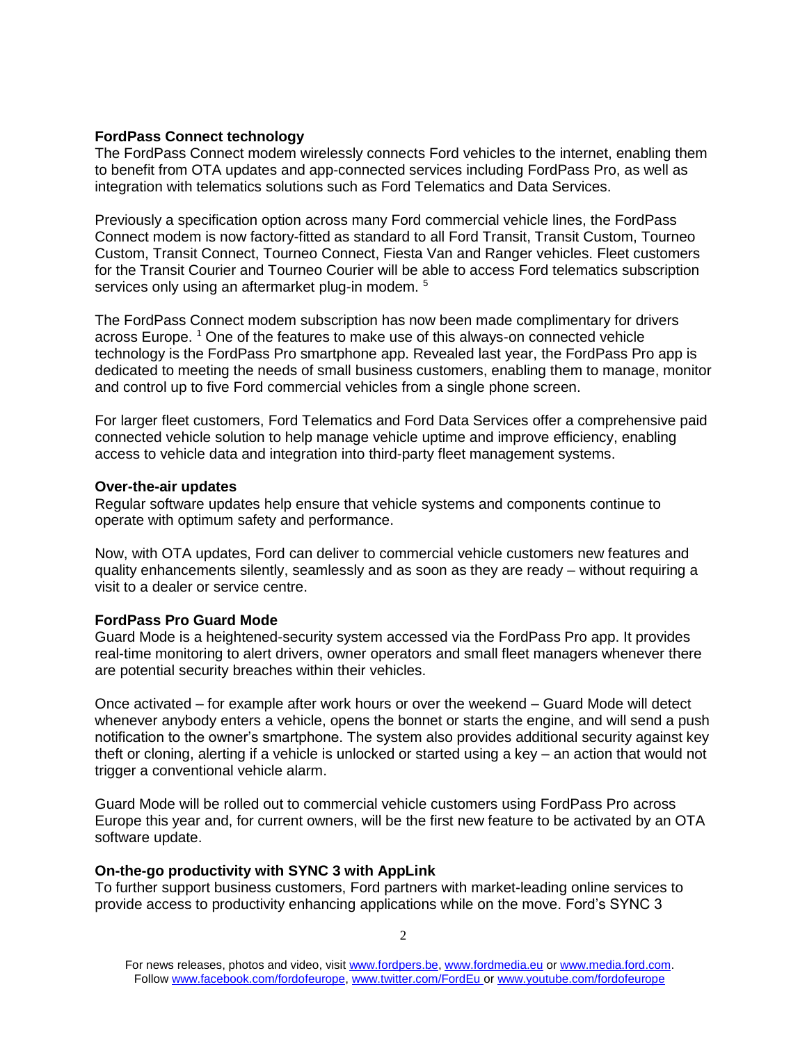**FordPass Connect technology**
The FordPass Connect modem wirelessly connects Ford vehicles to the internet, enabling them to benefit from OTA updates and app-connected services including FordPass Pro, as well as integration with telematics solutions such as Ford Telematics and Data Services.

Previously a specification option across many Ford commercial vehicle lines, the FordPass Connect modem is now factory-fitted as standard to all Ford Transit, Transit Custom, Tourneo Custom, Transit Connect, Tourneo Connect, Fiesta Van and Ranger vehicles. Fleet customers for the Transit Courier and Tourneo Courier will be able to access Ford telematics subscription services only using an aftermarket plug-in modem. [5]

The FordPass Connect modem subscription has now been made complimentary for drivers across Europe. [1] One of the features to make use of this always-on connected vehicle technology is the FordPass Pro smartphone app. Revealed last year, the FordPass Pro app is dedicated to meeting the needs of small business customers, enabling them to manage, monitor and control up to five Ford commercial vehicles from a single phone screen.

For larger fleet customers, Ford Telematics and Ford Data Services offer a comprehensive paid connected vehicle solution to help manage vehicle uptime and improve efficiency, enabling access to vehicle data and integration into third-party fleet management systems.

**Over-the-air updates**
Regular software updates help ensure that vehicle systems and components continue to operate with optimum safety and performance.

Now, with OTA updates, Ford can deliver to commercial vehicle customers new features and quality enhancements silently, seamlessly and as soon as they are ready – without requiring a visit to a dealer or service centre.

**FordPass Pro Guard Mode**
Guard Mode is a heightened-security system accessed via the FordPass Pro app. It provides real-time monitoring to alert drivers, owner operators and small fleet managers whenever there are potential security breaches within their vehicles.

Once activated – for example after work hours or over the weekend – Guard Mode will detect whenever anybody enters a vehicle, opens the bonnet or starts the engine, and will send a push notification to the owner's smartphone. The system also provides additional security against key theft or cloning, alerting if a vehicle is unlocked or started using a key – an action that would not trigger a conventional vehicle alarm.

Guard Mode will be rolled out to commercial vehicle customers using FordPass Pro across Europe this year and, for current owners, will be the first new feature to be activated by an OTA software update.

**On-the-go productivity with SYNC 3 with AppLink**
To further support business customers, Ford partners with market-leading online services to provide access to productivity enhancing applications while on the move. Ford's SYNC 3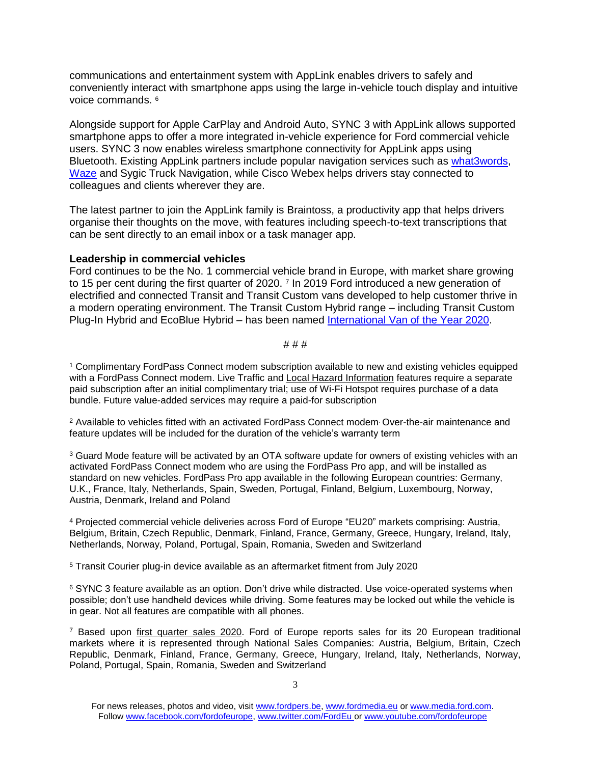communications and entertainment system with AppLink enables drivers to safely and conveniently interact with smartphone apps using the large in-vehicle touch display and intuitive voice commands. [6]

Alongside support for Apple CarPlay and Android Auto, SYNC 3 with AppLink allows supported smartphone apps to offer a more integrated in-vehicle experience for Ford commercial vehicle users. SYNC 3 now enables wireless smartphone connectivity for AppLink apps using Bluetooth. Existing AppLink partners include popular navigation services such as what3words, Waze and Sygic Truck Navigation, while Cisco Webex helps drivers stay connected to colleagues and clients wherever they are.

The latest partner to join the AppLink family is Braintoss, a productivity app that helps drivers organise their thoughts on the move, with features including speech-to-text transcriptions that can be sent directly to an email inbox or a task manager app.

**Leadership in commercial vehicles**

Ford continues to be the No. 1 commercial vehicle brand in Europe, with market share growing to 15 per cent during the first quarter of 2020. [7] In 2019 Ford introduced a new generation of electrified and connected Transit and Transit Custom vans developed to help customer thrive in a modern operating environment. The Transit Custom Hybrid range – including Transit Custom Plug-In Hybrid and EcoBlue Hybrid – has been named International Van of the Year 2020.

# # #

[1] Complimentary FordPass Connect modem subscription available to new and existing vehicles equipped with a FordPass Connect modem. Live Traffic and Local Hazard Information features require a separate paid subscription after an initial complimentary trial; use of Wi-Fi Hotspot requires purchase of a data bundle. Future value-added services may require a paid-for subscription

[2] Available to vehicles fitted with an activated FordPass Connect modem. Over-the-air maintenance and feature updates will be included for the duration of the vehicle's warranty term

[3] Guard Mode feature will be activated by an OTA software update for owners of existing vehicles with an activated FordPass Connect modem who are using the FordPass Pro app, and will be installed as standard on new vehicles. FordPass Pro app available in the following European countries: Germany, U.K., France, Italy, Netherlands, Spain, Sweden, Portugal, Finland, Belgium, Luxembourg, Norway, Austria, Denmark, Ireland and Poland

[4] Projected commercial vehicle deliveries across Ford of Europe "EU20" markets comprising: Austria, Belgium, Britain, Czech Republic, Denmark, Finland, France, Germany, Greece, Hungary, Ireland, Italy, Netherlands, Norway, Poland, Portugal, Spain, Romania, Sweden and Switzerland

[5] Transit Courier plug-in device available as an aftermarket fitment from July 2020

[6] SYNC 3 feature available as an option. Don't drive while distracted. Use voice-operated systems when possible; don't use handheld devices while driving. Some features may be locked out while the vehicle is in gear. Not all features are compatible with all phones.

[7] Based upon first quarter sales 2020. Ford of Europe reports sales for its 20 European traditional markets where it is represented through National Sales Companies: Austria, Belgium, Britain, Czech Republic, Denmark, Finland, France, Germany, Greece, Hungary, Ireland, Italy, Netherlands, Norway, Poland, Portugal, Spain, Romania, Sweden and Switzerland

For news releases, photos and video, visit www.fordpers.be, www.fordmedia.eu or www.media.ford.com.
Follow www.facebook.com/fordofeurope, www.twitter.com/FordEu or www.youtube.com/fordofeurope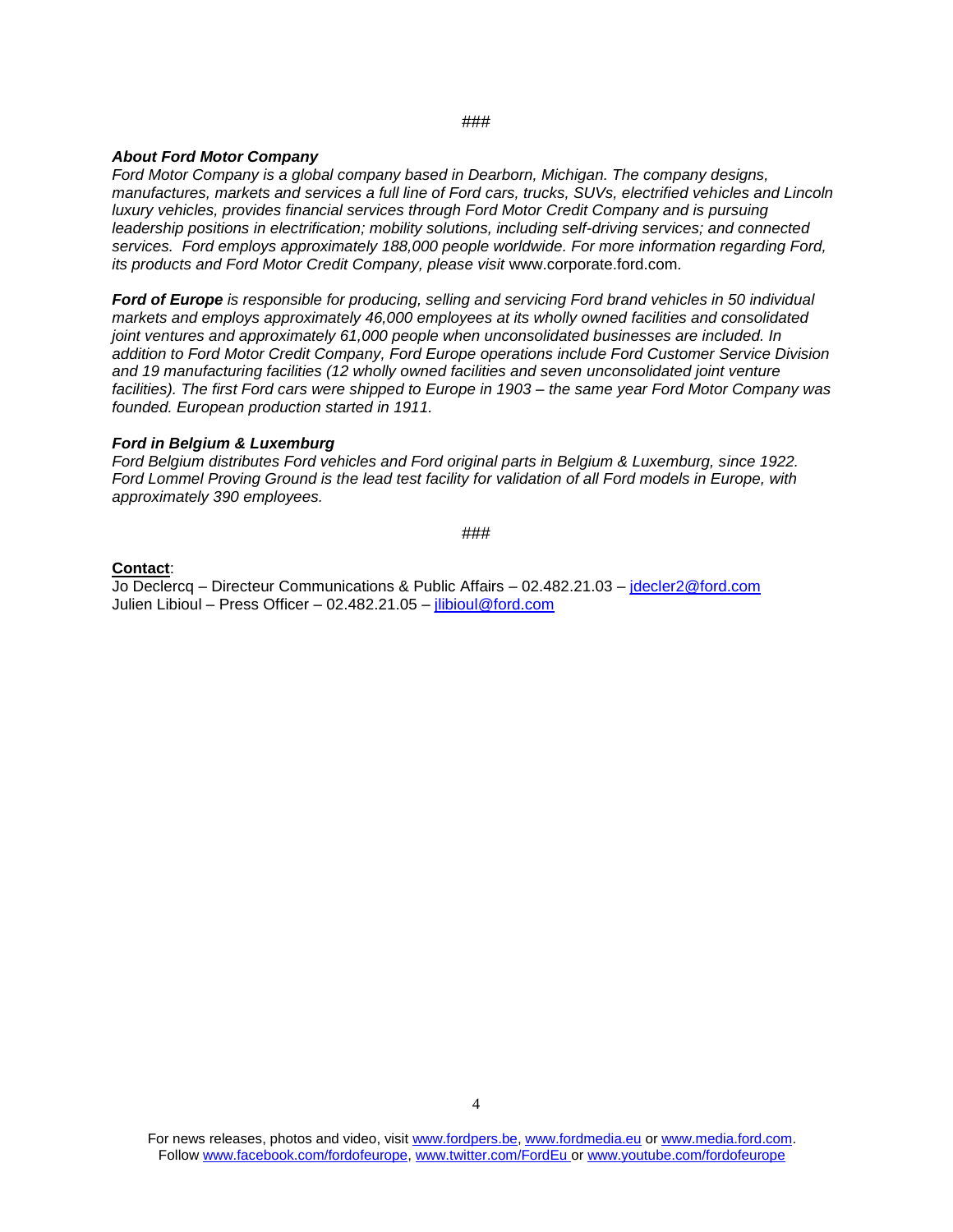###

***About Ford Motor Company***
*Ford Motor Company is a global company based in Dearborn, Michigan. The company designs, manufactures, markets and services a full line of Ford cars, trucks, SUVs, electrified vehicles and Lincoln luxury vehicles, provides financial services through Ford Motor Credit Company and is pursuing leadership positions in electrification; mobility solutions, including self-driving services; and connected services. Ford employs approximately 188,000 people worldwide. For more information regarding Ford, its products and Ford Motor Credit Company, please visit* www.corporate.ford.com*.*

***Ford of Europe*** *is responsible for producing, selling and servicing Ford brand vehicles in 50 individual markets and employs approximately 46,000 employees at its wholly owned facilities and consolidated joint ventures and approximately 61,000 people when unconsolidated businesses are included. In addition to Ford Motor Credit Company, Ford Europe operations include Ford Customer Service Division and 19 manufacturing facilities (12 wholly owned facilities and seven unconsolidated joint venture facilities). The first Ford cars were shipped to Europe in 1903 – the same year Ford Motor Company was founded. European production started in 1911.*

***Ford in Belgium & Luxemburg***
*Ford Belgium distributes Ford vehicles and Ford original parts in Belgium & Luxemburg, since 1922. Ford Lommel Proving Ground is the lead test facility for validation of all Ford models in Europe, with approximately 390 employees.*

###

**Contact**:
Jo Declercq – Directeur Communications & Public Affairs – 02.482.21.03 – jdecler2@ford.com
Julien Libioul – Press Officer – 02.482.21.05 – jlibioul@ford.com

For news releases, photos and video, visit www.fordpers.be, www.fordmedia.eu or www.media.ford.com.
Follow www.facebook.com/fordofeurope, www.twitter.com/FordEu or www.youtube.com/fordofeurope